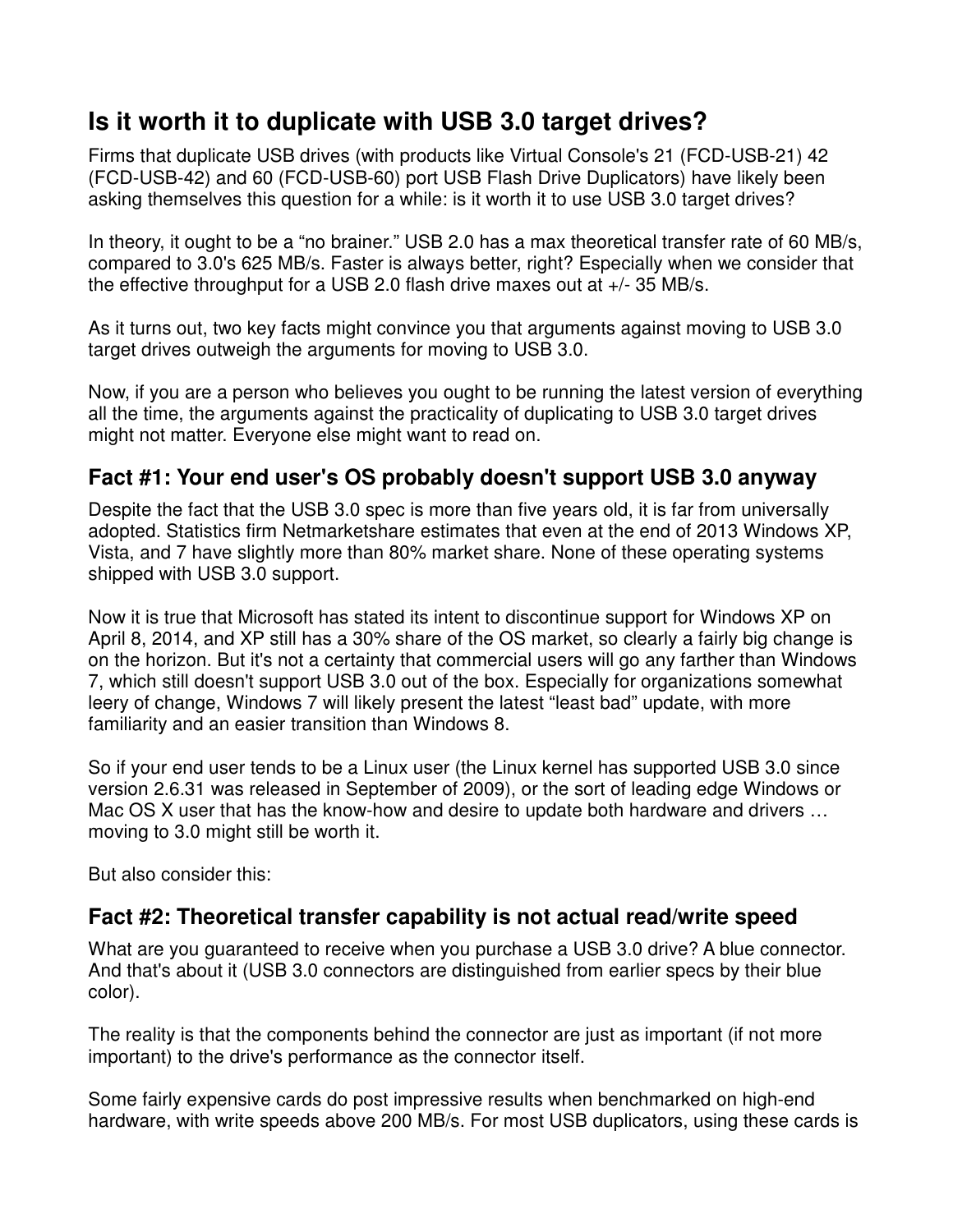# Is it worth it to duplicate with USB 3.0 target drives?

Firms that duplicate USB drives (with products like Virtual Console's 21 (FCD-USB-21) 42 (FCD-USB-42) and 60 (FCD-USB-60) port USB Flash Drive Duplicators) have likely been asking themselves this question for a while: is it worth it to use USB 3.0 target drives?

In theory, it ought to be a "no brainer." USB 2.0 has a max theoretical transfer rate of 60 MB/s, compared to 3.0's 625 MB/s. Faster is always better, right? Especially when we consider that the effective throughput for a USB 2.0 flash drive maxes out at +/- 35 MB/s.

As it turns out, two key facts might convince you that arguments against moving to USB 3.0 target drives outweigh the arguments for moving to USB 3.0.

Now, if you are a person who believes you ought to be running the latest version of everything all the time, the arguments against the practicality of duplicating to USB 3.0 target drives might not matter. Everyone else might want to read on.

## Fact #1: Your end user's OS probably doesn't support USB 3.0 anyway

Despite the fact that the USB 3.0 spec is more than five years old, it is far from universally adopted. Statistics firm Netmarketshare estimates that even at the end of 2013 Windows XP, Vista, and 7 have slightly more than 80% market share. None of these operating systems shipped with USB 3.0 support.

Now it is true that Microsoft has stated its intent to discontinue support for Windows XP on April 8, 2014, and XP still has a 30% share of the OS market, so clearly a fairly big change is on the horizon. But it's not a certainty that commercial users will go any farther than Windows 7, which still doesn't support USB 3.0 out of the box. Especially for organizations somewhat leery of change, Windows 7 will likely present the latest "least bad" update, with more familiarity and an easier transition than Windows 8.

So if your end user tends to be a Linux user (the Linux kernel has supported USB 3.0 since version 2.6.31 was released in September of 2009), or the sort of leading edge Windows or Mac OS X user that has the know-how and desire to update both hardware and drivers … moving to 3.0 might still be worth it.

But also consider this:

## Fact #2: Theoretical transfer capability is not actual read/write speed

What are you guaranteed to receive when you purchase a USB 3.0 drive? A blue connector. And that's about it (USB 3.0 connectors are distinguished from earlier specs by their blue color).

The reality is that the components behind the connector are just as important (if not more important) to the drive's performance as the connector itself.

Some fairly expensive cards do post impressive results when benchmarked on high-end hardware, with write speeds above 200 MB/s. For most USB duplicators, using these cards is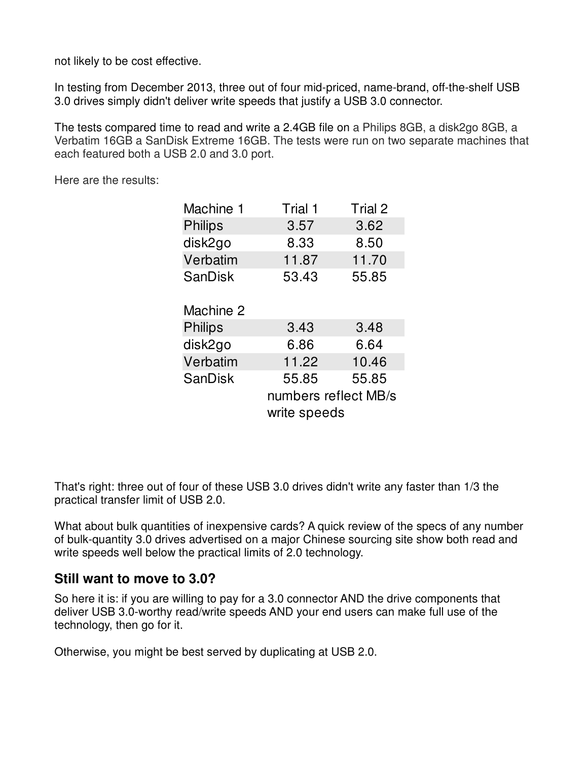not likely to be cost effective.

In testing from December 2013, three out of four mid-priced, name-brand, off-the-shelf USB 3.0 drives simply didn't deliver write speeds that justify a USB 3.0 connector.

The tests compared time to read and write a 2.4GB file on a Philips 8GB, a disk2go 8GB, a Verbatim 16GB a SanDisk Extreme 16GB. The tests were run on two separate machines that each featured both a USB 2.0 and 3.0 port.

Here are the results:

| Machine 1 | Trial 1 | Trial 2 |
|---|---|---|
| Philips | 3.57 | 3.62 |
| disk2go | 8.33 | 8.50 |
| Verbatim | 11.87 | 11.70 |
| SanDisk | 53.43 | 55.85 |
| | | |
| Machine 2 | | |
| Philips | 3.43 | 3.48 |
| disk2go | 6.86 | 6.64 |
| Verbatim | 11.22 | 10.46 |
| SanDisk | 55.85 | 55.85 |

numbers reflect MB/s write speeds

That's right: three out of four of these USB 3.0 drives didn't write any faster than 1/3 the practical transfer limit of USB 2.0.

What about bulk quantities of inexpensive cards? A quick review of the specs of any number of bulk-quantity 3.0 drives advertised on a major Chinese sourcing site show both read and write speeds well below the practical limits of 2.0 technology.

### Still want to move to 3.0?

So here it is: if you are willing to pay for a 3.0 connector AND the drive components that deliver USB 3.0-worthy read/write speeds AND your end users can make full use of the technology, then go for it.

Otherwise, you might be best served by duplicating at USB 2.0.